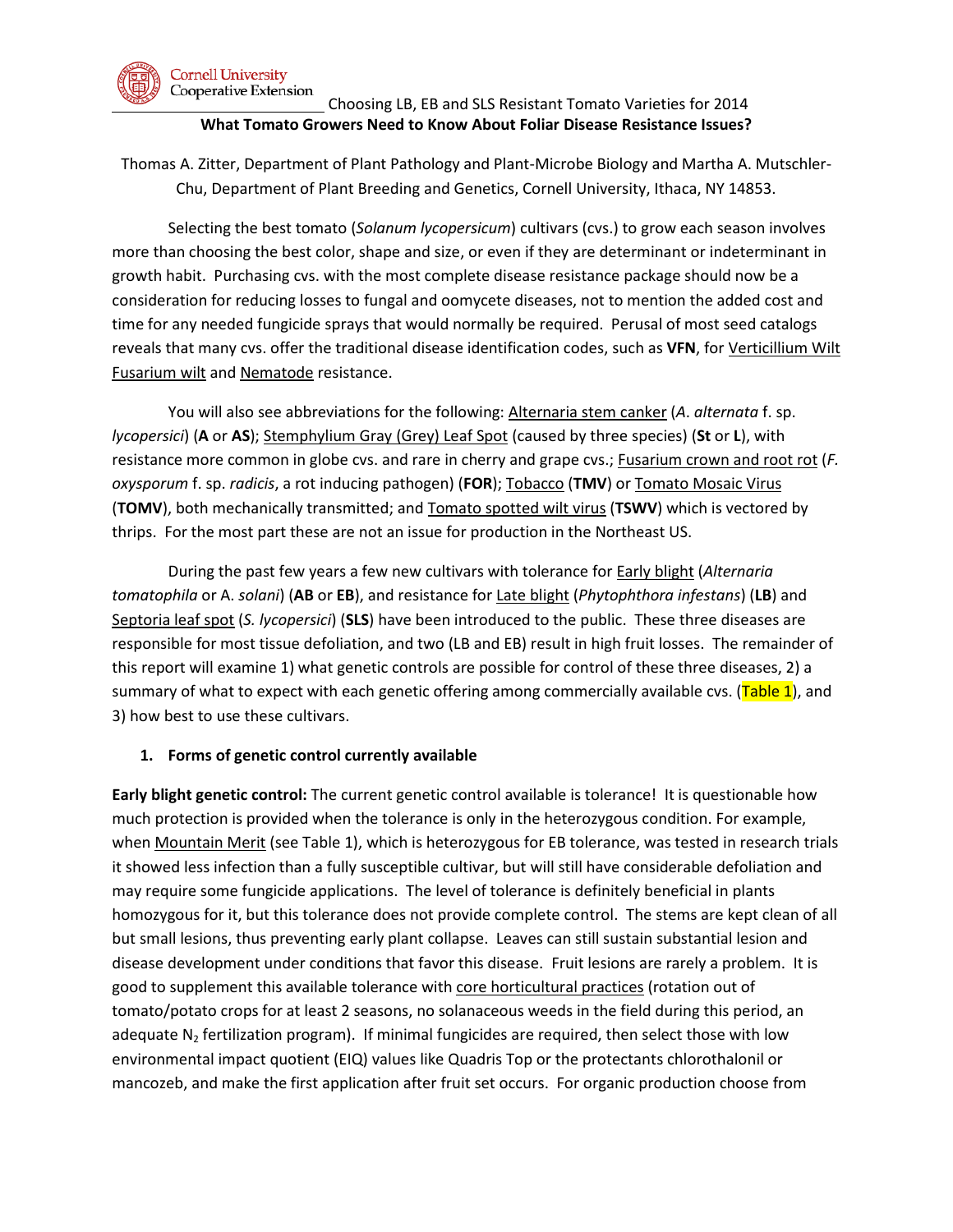Cornell University Cooperative Extension

Choosing LB, EB and SLS Resistant Tomato Varieties for 2014

# What Tomato Growers Need to Know About Foliar Disease Resistance Issues?

Thomas A. Zitter, Department of Plant Pathology and Plant-Microbe Biology and Martha A. Mutschler-Chu, Department of Plant Breeding and Genetics, Cornell University, Ithaca, NY 14853.

Selecting the best tomato (*Solanum lycopersicum*) cultivars (cvs.) to grow each season involves more than choosing the best color, shape and size, or even if they are determinant or indeterminant in growth habit. Purchasing cvs. with the most complete disease resistance package should now be a consideration for reducing losses to fungal and oomycete diseases, not to mention the added cost and time for any needed fungicide sprays that would normally be required. Perusal of most seed catalogs reveals that many cvs. offer the traditional disease identification codes, such as **VFN**, for Verticillium Wilt Fusarium wilt and Nematode resistance.

You will also see abbreviations for the following: Alternaria stem canker (*A. alternata* f. sp. *lycopersici*) (**A** or **AS**); Stemphylium Gray (Grey) Leaf Spot (caused by three species) (**St** or **L**), with resistance more common in globe cvs. and rare in cherry and grape cvs.; Fusarium crown and root rot (*F. oxysporum* f. sp. *radicis*, a rot inducing pathogen) (**FOR**); Tobacco (**TMV**) or Tomato Mosaic Virus (**TOMV**), both mechanically transmitted; and Tomato spotted wilt virus (**TSWV**) which is vectored by thrips. For the most part these are not an issue for production in the Northeast US.

During the past few years a few new cultivars with tolerance for Early blight (*Alternaria tomatophila* or *A. solani*) (**AB** or **EB**), and resistance for Late blight (*Phytophthora infestans*) (**LB**) and Septoria leaf spot (*S. lycopersici*) (**SLS**) have been introduced to the public. These three diseases are responsible for most tissue defoliation, and two (LB and EB) result in high fruit losses. The remainder of this report will examine 1) what genetic controls are possible for control of these three diseases, 2) a summary of what to expect with each genetic offering among commercially available cvs. (Table 1), and 3) how best to use these cultivars.

## 1. Forms of genetic control currently available

**Early blight genetic control:** The current genetic control available is tolerance! It is questionable how much protection is provided when the tolerance is only in the heterozygous condition. For example, when Mountain Merit (see Table 1), which is heterozygous for EB tolerance, was tested in research trials it showed less infection than a fully susceptible cultivar, but will still have considerable defoliation and may require some fungicide applications. The level of tolerance is definitely beneficial in plants homozygous for it, but this tolerance does not provide complete control. The stems are kept clean of all but small lesions, thus preventing early plant collapse. Leaves can still sustain substantial lesion and disease development under conditions that favor this disease. Fruit lesions are rarely a problem. It is good to supplement this available tolerance with core horticultural practices (rotation out of tomato/potato crops for at least 2 seasons, no solanaceous weeds in the field during this period, an adequate $N_2$ fertilization program). If minimal fungicides are required, then select those with low environmental impact quotient (EIQ) values like Quadris Top or the protectants chlorothalonil or mancozeb, and make the first application after fruit set occurs. For organic production choose from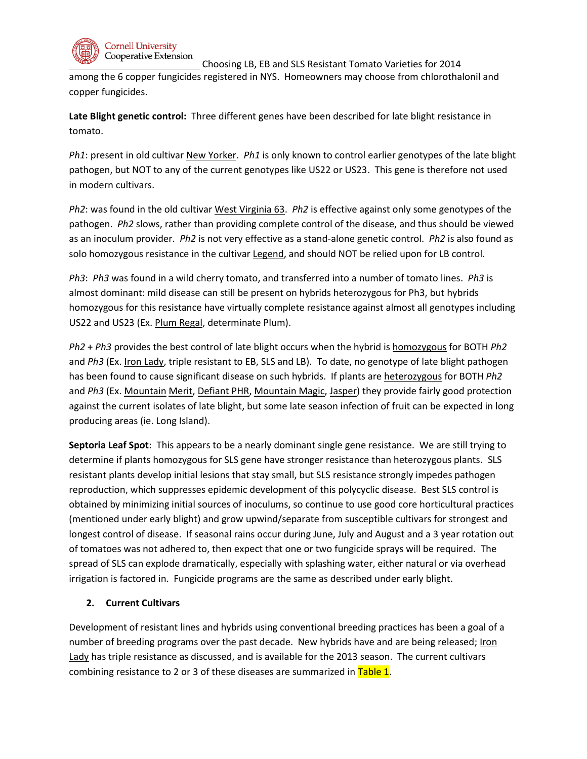among the 6 copper fungicides registered in NYS. Homeowners may choose from chlorothalonil and copper fungicides.

**Late Blight genetic control:** Three different genes have been described for late blight resistance in tomato.

*Ph1*: present in old cultivar New Yorker. *Ph1* is only known to control earlier genotypes of the late blight pathogen, but NOT to any of the current genotypes like US22 or US23. This gene is therefore not used in modern cultivars.

*Ph2*: was found in the old cultivar West Virginia 63. *Ph2* is effective against only some genotypes of the pathogen. *Ph2* slows, rather than providing complete control of the disease, and thus should be viewed as an inoculum provider. *Ph2* is not very effective as a stand-alone genetic control. *Ph2* is also found as solo homozygous resistance in the cultivar Legend, and should NOT be relied upon for LB control.

*Ph3*: *Ph3* was found in a wild cherry tomato, and transferred into a number of tomato lines. *Ph3* is almost dominant: mild disease can still be present on hybrids heterozygous for Ph3, but hybrids homozygous for this resistance have virtually complete resistance against almost all genotypes including US22 and US23 (Ex. Plum Regal, determinate Plum).

*Ph2* + *Ph3* provides the best control of late blight occurs when the hybrid is homozygous for BOTH *Ph2* and *Ph3* (Ex. Iron Lady, triple resistant to EB, SLS and LB). To date, no genotype of late blight pathogen has been found to cause significant disease on such hybrids. If plants are heterozygous for BOTH *Ph2* and *Ph3* (Ex. Mountain Merit, Defiant PHR, Mountain Magic, Jasper) they provide fairly good protection against the current isolates of late blight, but some late season infection of fruit can be expected in long producing areas (ie. Long Island).

**Septoria Leaf Spot**: This appears to be a nearly dominant single gene resistance. We are still trying to determine if plants homozygous for SLS gene have stronger resistance than heterozygous plants. SLS resistant plants develop initial lesions that stay small, but SLS resistance strongly impedes pathogen reproduction, which suppresses epidemic development of this polycyclic disease. Best SLS control is obtained by minimizing initial sources of inoculums, so continue to use good core horticultural practices (mentioned under early blight) and grow upwind/separate from susceptible cultivars for strongest and longest control of disease. If seasonal rains occur during June, July and August and a 3 year rotation out of tomatoes was not adhered to, then expect that one or two fungicide sprays will be required. The spread of SLS can explode dramatically, especially with splashing water, either natural or via overhead irrigation is factored in. Fungicide programs are the same as described under early blight.

## 2. Current Cultivars

Development of resistant lines and hybrids using conventional breeding practices has been a goal of a number of breeding programs over the past decade. New hybrids have and are being released; Iron Lady has triple resistance as discussed, and is available for the 2013 season. The current cultivars combining resistance to 2 or 3 of these diseases are summarized in Table 1.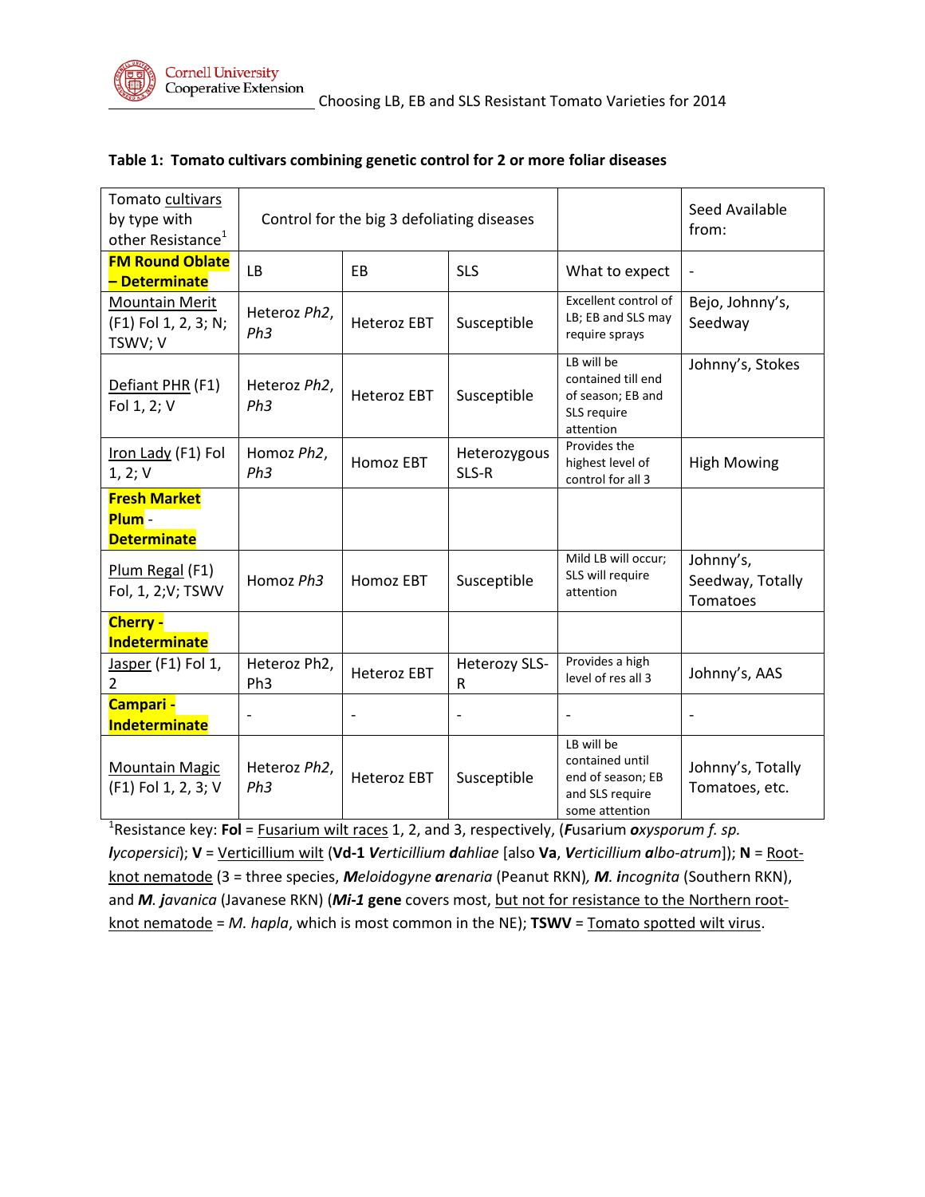**Table 1: Tomato cultivars combining genetic control for 2 or more foliar diseases**

| Tomato cultivars by type with other Resistance[1] | Control for the big 3 defoliating diseases | | | | Seed Available from: |
|---|---|---|---|---|---|
| **FM Round Oblate – Determinate** | LB | EB | SLS | What to expect | - |
| Mountain Merit (F1) Fol 1, 2, 3; N; TSWV; V | Heteroz *Ph2*, *Ph3* | Heteroz EBT | Susceptible | Excellent control of LB; EB and SLS may require sprays | Bejo, Johnny's, Seedway |
| Defiant PHR (F1) Fol 1, 2; V | Heteroz *Ph2*, *Ph3* | Heteroz EBT | Susceptible | LB will be contained till end of season; EB and SLS require attention | Johnny's, Stokes |
| Iron Lady (F1) Fol 1, 2; V | Homoz *Ph2*, *Ph3* | Homoz EBT | Heterozygous SLS-R | Provides the highest level of control for all 3 | High Mowing |
| **Fresh Market Plum - Determinate** | | | | | |
| Plum Regal (F1) Fol, 1, 2;V; TSWV | Homoz *Ph3* | Homoz EBT | Susceptible | Mild LB will occur; SLS will require attention | Johnny's, Seedway, Totally Tomatoes |
| **Cherry - Indeterminate** | | | | | |
| Jasper (F1) Fol 1, 2 | Heteroz Ph2, Ph3 | Heteroz EBT | Heterozy SLS-R | Provides a high level of res all 3 | Johnny's, AAS |
| **Campari - Indeterminate** | - | - | - | - | - |
| Mountain Magic (F1) Fol 1, 2, 3; V | Heteroz *Ph2*, *Ph3* | Heteroz EBT | Susceptible | LB will be contained until end of season; EB and SLS require some attention | Johnny's, Totally Tomatoes, etc. |

[1]Resistance key: **Fol** = Fusarium wilt races 1, 2, and 3, respectively, (***F****usarium* ***o****xysporum f. sp.* ***l****ycopersici*); **V** = Verticillium wilt (**Vd-1** ***V****erticillium* ***d****ahliae* [also **Va**, ***V****erticillium* ***a****lbo-atrum*]); **N** = Root-knot nematode (3 = three species, ***M****eloidogyne* ***a****renaria* (Peanut RKN)*,* ***M****. **i**ncognita* (Southern RKN), and ***M****. **j**avanica* (Javanese RKN) (***Mi-1*** **gene** covers most, but not for resistance to the Northern root-knot nematode = *M. hapla*, which is most common in the NE); **TSWV** = Tomato spotted wilt virus.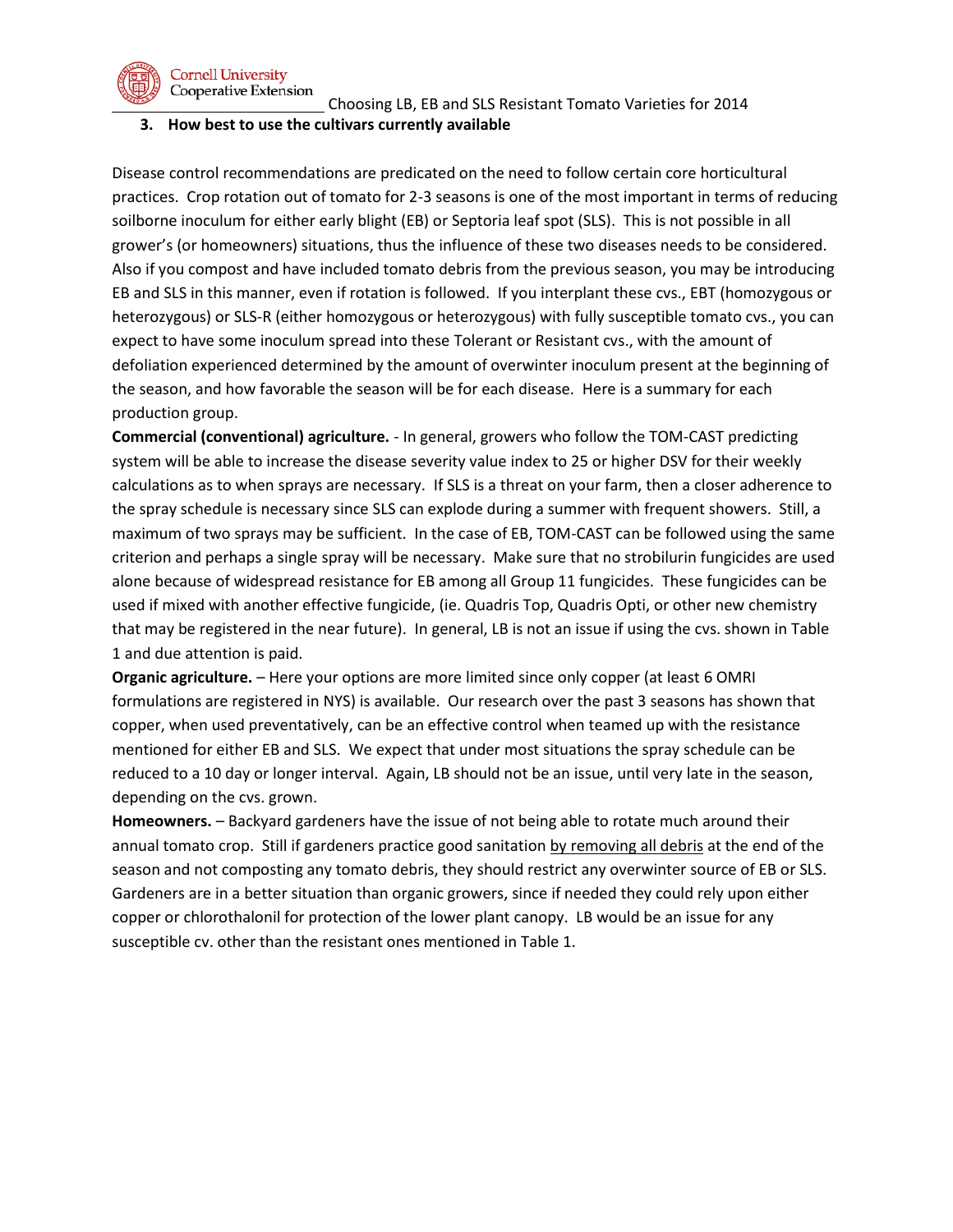### 3. How best to use the cultivars currently available

Disease control recommendations are predicated on the need to follow certain core horticultural practices. Crop rotation out of tomato for 2-3 seasons is one of the most important in terms of reducing soilborne inoculum for either early blight (EB) or Septoria leaf spot (SLS). This is not possible in all grower's (or homeowners) situations, thus the influence of these two diseases needs to be considered. Also if you compost and have included tomato debris from the previous season, you may be introducing EB and SLS in this manner, even if rotation is followed. If you interplant these cvs., EBT (homozygous or heterozygous) or SLS-R (either homozygous or heterozygous) with fully susceptible tomato cvs., you can expect to have some inoculum spread into these Tolerant or Resistant cvs., with the amount of defoliation experienced determined by the amount of overwinter inoculum present at the beginning of the season, and how favorable the season will be for each disease. Here is a summary for each production group.

**Commercial (conventional) agriculture.** - In general, growers who follow the TOM-CAST predicting system will be able to increase the disease severity value index to 25 or higher DSV for their weekly calculations as to when sprays are necessary. If SLS is a threat on your farm, then a closer adherence to the spray schedule is necessary since SLS can explode during a summer with frequent showers. Still, a maximum of two sprays may be sufficient. In the case of EB, TOM-CAST can be followed using the same criterion and perhaps a single spray will be necessary. Make sure that no strobilurin fungicides are used alone because of widespread resistance for EB among all Group 11 fungicides. These fungicides can be used if mixed with another effective fungicide, (ie. Quadris Top, Quadris Opti, or other new chemistry that may be registered in the near future). In general, LB is not an issue if using the cvs. shown in Table 1 and due attention is paid.

**Organic agriculture.** – Here your options are more limited since only copper (at least 6 OMRI formulations are registered in NYS) is available. Our research over the past 3 seasons has shown that copper, when used preventatively, can be an effective control when teamed up with the resistance mentioned for either EB and SLS. We expect that under most situations the spray schedule can be reduced to a 10 day or longer interval. Again, LB should not be an issue, until very late in the season, depending on the cvs. grown.

**Homeowners.** – Backyard gardeners have the issue of not being able to rotate much around their annual tomato crop. Still if gardeners practice good sanitation by removing all debris at the end of the season and not composting any tomato debris, they should restrict any overwinter source of EB or SLS. Gardeners are in a better situation than organic growers, since if needed they could rely upon either copper or chlorothalonil for protection of the lower plant canopy. LB would be an issue for any susceptible cv. other than the resistant ones mentioned in Table 1.